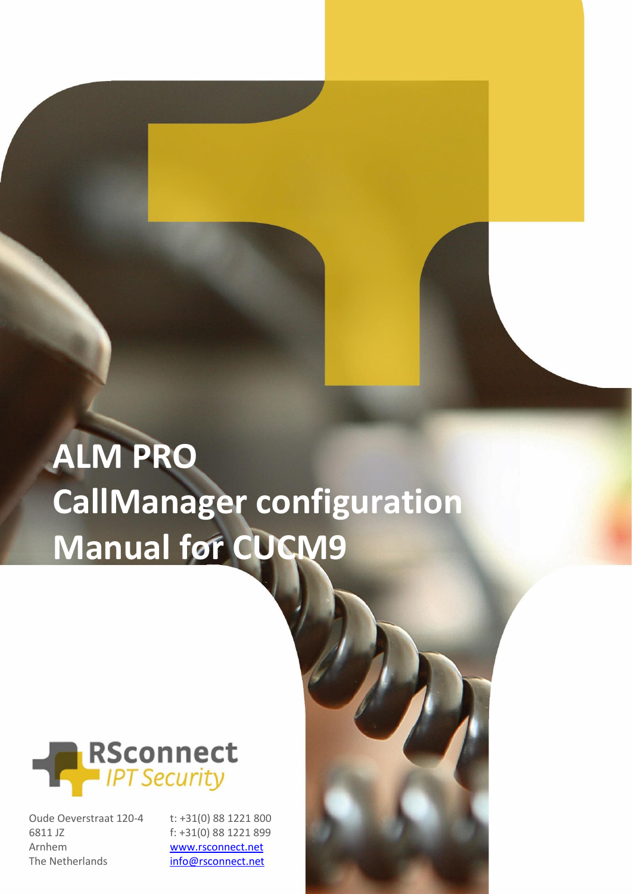# ALM PRO
# CallManager configuration Manual for CUCM9

RSconnect
*IPT Security*

Oude Oeverstraat 120-4
6811 JZ
Arnhem
The Netherlands

t: +31(0) 88 1221 800
f: +31(0) 88 1221 899
www.rsconnect.net
info@rsconnect.net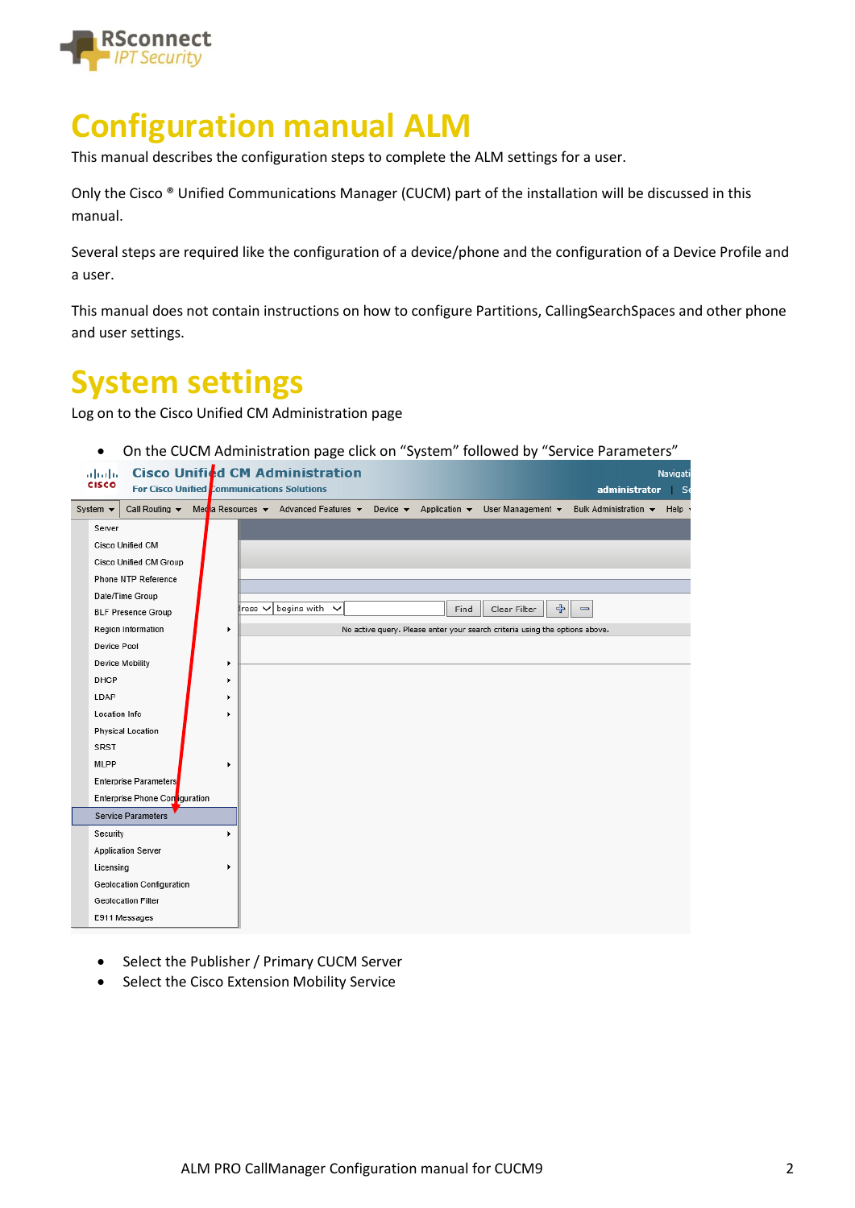# Configuration manual ALM

This manual describes the configuration steps to complete the ALM settings for a user.

Only the Cisco ® Unified Communications Manager (CUCM) part of the installation will be discussed in this manual.

Several steps are required like the configuration of a device/phone and the configuration of a Device Profile and a user.

This manual does not contain instructions on how to configure Partitions, CallingSearchSpaces and other phone and user settings.

# System settings

Log on to the Cisco Unified CM Administration page

- On the CUCM Administration page click on "System" followed by "Service Parameters"

- Select the Publisher / Primary CUCM Server
- Select the Cisco Extension Mobility Service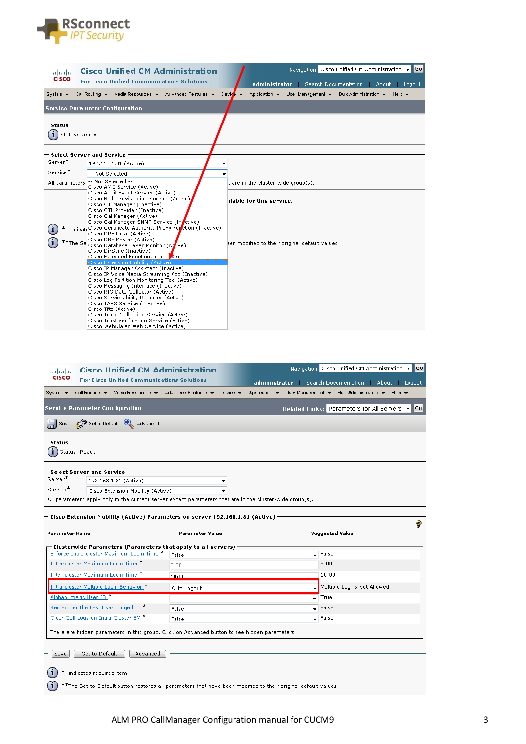**Cisco Unified CM Administration**
For Cisco Unified Communications Solutions

Navigation: Cisco Unified CM Administration | Go
administrator | Search Documentation | About | Logout

System | Call Routing | Media Resources | Advanced Features | Device | Application | User Management | Bulk Administration | Help

**Service Parameter Configuration**

**Status**

Status: Ready

**Select Server and Service**

Server*: 192.168.1.81 (Active)

Service*: -- Not Selected --

All parameters ... t are in the cluster-wide group(s).

- -- Not Selected --
- Cisco AMC Service (Active)
- Cisco Audit Event Service (Active)
- Cisco Bulk Provisioning Service (Active)
- Cisco CTIManager (Inactive)
- Cisco CTL Provider (Inactive)
- Cisco CallManager (Active)
- Cisco CallManager SNMP Service (Inactive)
- Cisco Certificate Authority Proxy Function (Inactive)
- Cisco DRF Local (Active)
- Cisco DRF Master (Active)
- Cisco Database Layer Monitor (Active)
- Cisco DirSync (Inactive)
- Cisco Extended Functions (Inactive)
- **Cisco Extension Mobility (Active)**
- Cisco IP Manager Assistant (Inactive)
- Cisco IP Voice Media Streaming App (Inactive)
- Cisco Log Partition Monitoring Tool (Active)
- Cisco Messaging Interface (Inactive)
- Cisco RIS Data Collector (Active)
- Cisco Serviceability Reporter (Active)
- Cisco TAPS Service (Inactive)
- Cisco Tftp (Active)
- Cisco Trace Collection Service (Active)
- Cisco Trust Verification Service (Active)
- Cisco WebDialer Web Service (Active)

---

**Cisco Unified CM Administration**
For Cisco Unified Communications Solutions

**Service Parameter Configuration** — Related Links: Parameters for All Servers | Go

Save | Set to Default | Advanced

**Status**

Status: Ready

**Select Server and Service**

Server*: 192.168.1.81 (Active)

Service*: Cisco Extension Mobility (Active)

All parameters apply only to the current server except parameters that are in the cluster-wide group(s).

**Cisco Extension Mobility (Active) Parameters on server 192.168.1.81 (Active)**

**Clusterwide Parameters (Parameters that apply to all servers)**

| Parameter Name | Parameter Value | Suggested Value |
|---|---|---|
| Enforce Intra-cluster Maximum Login Time * | False | False |
| Intra-cluster Maximum Login Time * | 8:00 | 8:00 |
| Inter-cluster Maximum Login Time * | 10:00 | 10:00 |
| Intra-cluster Multiple Login Behavior * | Auto Logout | Multiple Logins Not Allowed |
| Alphanumeric User ID * | True | True |
| Remember the Last User Logged In * | False | False |
| Clear Call Logs on Intra-Cluster EM * | False | False |

There are hidden parameters in this group. Click on Advanced button to see hidden parameters.

Save | Set to Default | Advanced

*- indicates required item.

**The Set-to-Default button restores all parameters that have been modified to their original default values.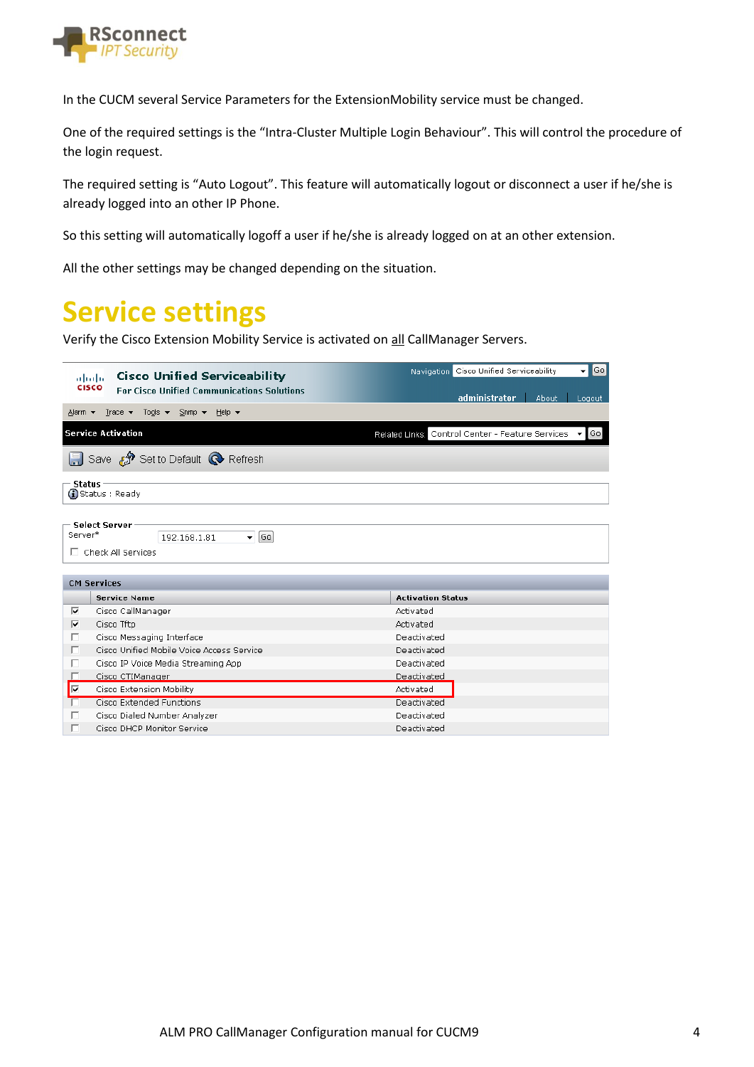In the CUCM several Service Parameters for the ExtensionMobility service must be changed.

One of the required settings is the “Intra-Cluster Multiple Login Behaviour”. This will control the procedure of the login request.

The required setting is “Auto Logout”. This feature will automatically logout or disconnect a user if he/she is already logged into an other IP Phone.

So this setting will automatically logoff a user if he/she is already logged on at an other extension.

All the other settings may be changed depending on the situation.

# Service settings

Verify the Cisco Extension Mobility Service is activated on all CallManager Servers.

Cisco Unified Serviceability
For Cisco Unified Communications Solutions

Navigation: Cisco Unified Serviceability | Go

administrator | About | Logout

Alarm | Trace | Tools | Snmp | Help

**Service Activation**

Related Links: Control Center - Feature Services | Go

Save | Set to Default | Refresh

**Status**

Status : Ready

**Select Server**

Server*: 192.168.1.81 | Go

☐ Check All Services

**CM Services**

| | Service Name | Activation Status |
|---|---|---|
| ☑ | Cisco CallManager | Activated |
| ☑ | Cisco Tftp | Activated |
| ☐ | Cisco Messaging Interface | Deactivated |
| ☐ | Cisco Unified Mobile Voice Access Service | Deactivated |
| ☐ | Cisco IP Voice Media Streaming App | Deactivated |
| ☐ | Cisco CTIManager | Deactivated |
| ☑ | Cisco Extension Mobility | Activated |
| ☐ | Cisco Extended Functions | Deactivated |
| ☐ | Cisco Dialed Number Analyzer | Deactivated |
| ☐ | Cisco DHCP Monitor Service | Deactivated |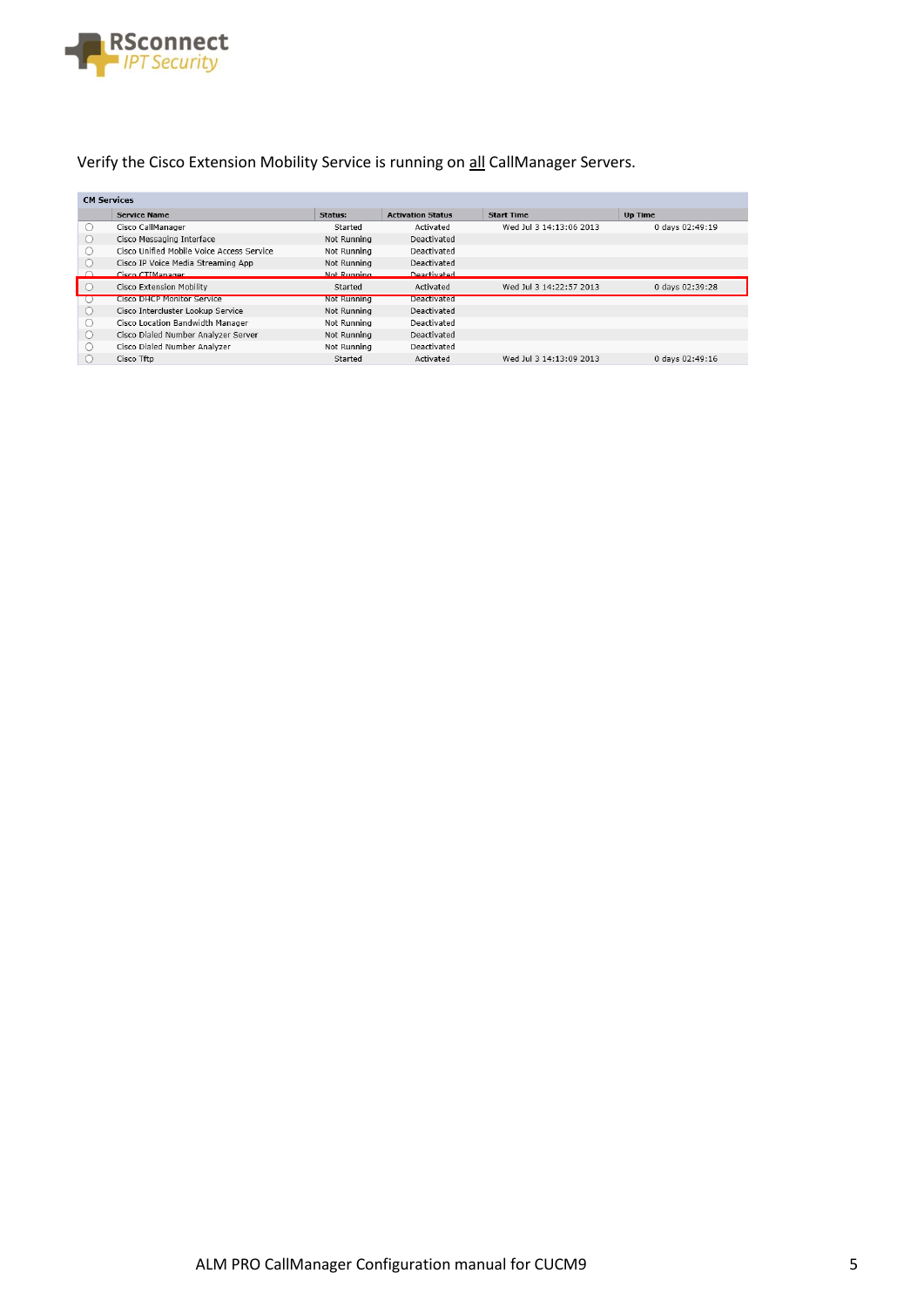Verify the Cisco Extension Mobility Service is running on <u>all</u> CallManager Servers.

**CM Services**

| | Service Name | Status: | Activation Status | Start Time | Up Time |
|---|---|---|---|---|---|
| ○ | Cisco CallManager | Started | Activated | Wed Jul 3 14:13:06 2013 | 0 days 02:49:19 |
| ○ | Cisco Messaging Interface | Not Running | Deactivated | | |
| ○ | Cisco Unified Mobile Voice Access Service | Not Running | Deactivated | | |
| ○ | Cisco IP Voice Media Streaming App | Not Running | Deactivated | | |
| ○ | Cisco CTIManager | Not Running | Deactivated | | |
| ○ | Cisco Extension Mobility | Started | Activated | Wed Jul 3 14:22:57 2013 | 0 days 02:39:28 |
| ○ | Cisco DHCP Monitor Service | Not Running | Deactivated | | |
| ○ | Cisco Intercluster Lookup Service | Not Running | Deactivated | | |
| ○ | Cisco Location Bandwidth Manager | Not Running | Deactivated | | |
| ○ | Cisco Dialed Number Analyzer Server | Not Running | Deactivated | | |
| ○ | Cisco Dialed Number Analyzer | Not Running | Deactivated | | |
| ○ | Cisco Tftp | Started | Activated | Wed Jul 3 14:13:09 2013 | 0 days 02:49:16 |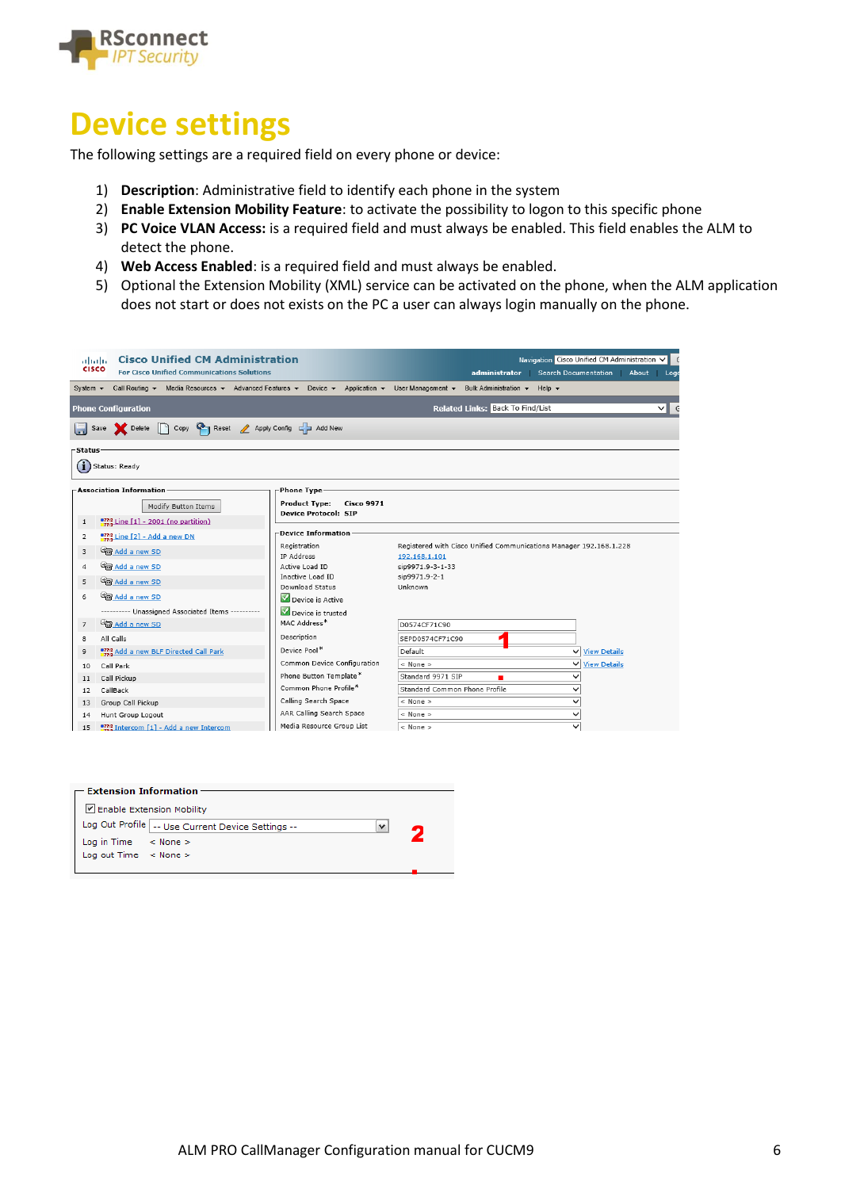# Device settings

The following settings are a required field on every phone or device:

1) **Description**: Administrative field to identify each phone in the system
2) **Enable Extension Mobility Feature**: to activate the possibility to logon to this specific phone
3) **PC Voice VLAN Access:** is a required field and must always be enabled. This field enables the ALM to detect the phone.
4) **Web Access Enabled**: is a required field and must always be enabled.
5) Optional the Extension Mobility (XML) service can be activated on the phone, when the ALM application does not start or does not exists on the PC a user can always login manually on the phone.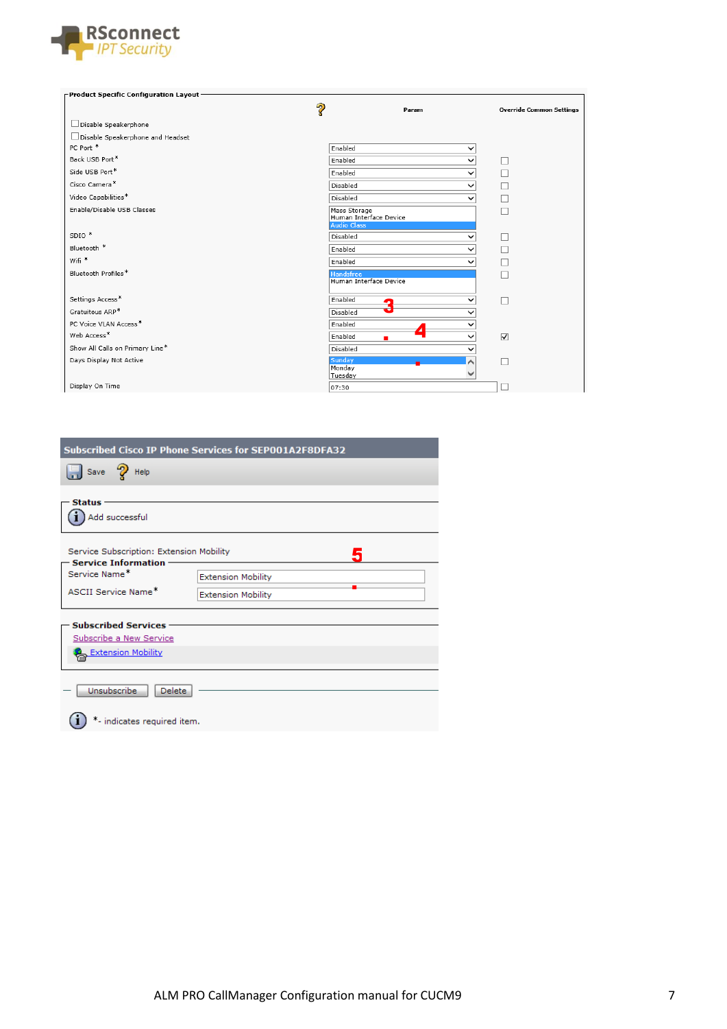**Product Specific Configuration Layout**

| | Param | Override Common Settings |
|---|---|---|
| ☐ Disable Speakerphone | | |
| ☐ Disable Speakerphone and Headset | | |
| PC Port * | Enabled | |
| Back USB Port * | Enabled | ☐ |
| Side USB Port * | Enabled | ☐ |
| Cisco Camera * | Disabled | ☐ |
| Video Capabilities * | Disabled | ☐ |
| Enable/Disable USB Classes | Mass Storage, Human Interface Device, Audio Class | ☐ |
| SDIO * | Disabled | ☐ |
| Bluetooth * | Enabled | ☐ |
| Wifi * | Enabled | ☐ |
| Bluetooth Profiles * | Handsfree, Human Interface Device | ☐ |
| Settings Access * | Enabled | ☐ |
| Gratuitous ARP * | Disabled | |
| PC Voice VLAN Access * | Enabled | |
| Web Access * | Enabled | ☑ |
| Show All Calls on Primary Line * | Disabled | |
| Days Display Not Active | Sunday, Monday, Tuesday | ☐ |
| Display On Time | 07:30 | ☐ |

3

4

**Subscribed Cisco IP Phone Services for SEP001A2F8DFA32**

Save | Help

**Status**

Add successful

Service Subscription: Extension Mobility

5

**Service Information**

| | |
|---|---|
| Service Name * | Extension Mobility |
| ASCII Service Name * | Extension Mobility |

**Subscribed Services**

Subscribe a New Service

Extension Mobility

Unsubscribe | Delete

*- indicates required item.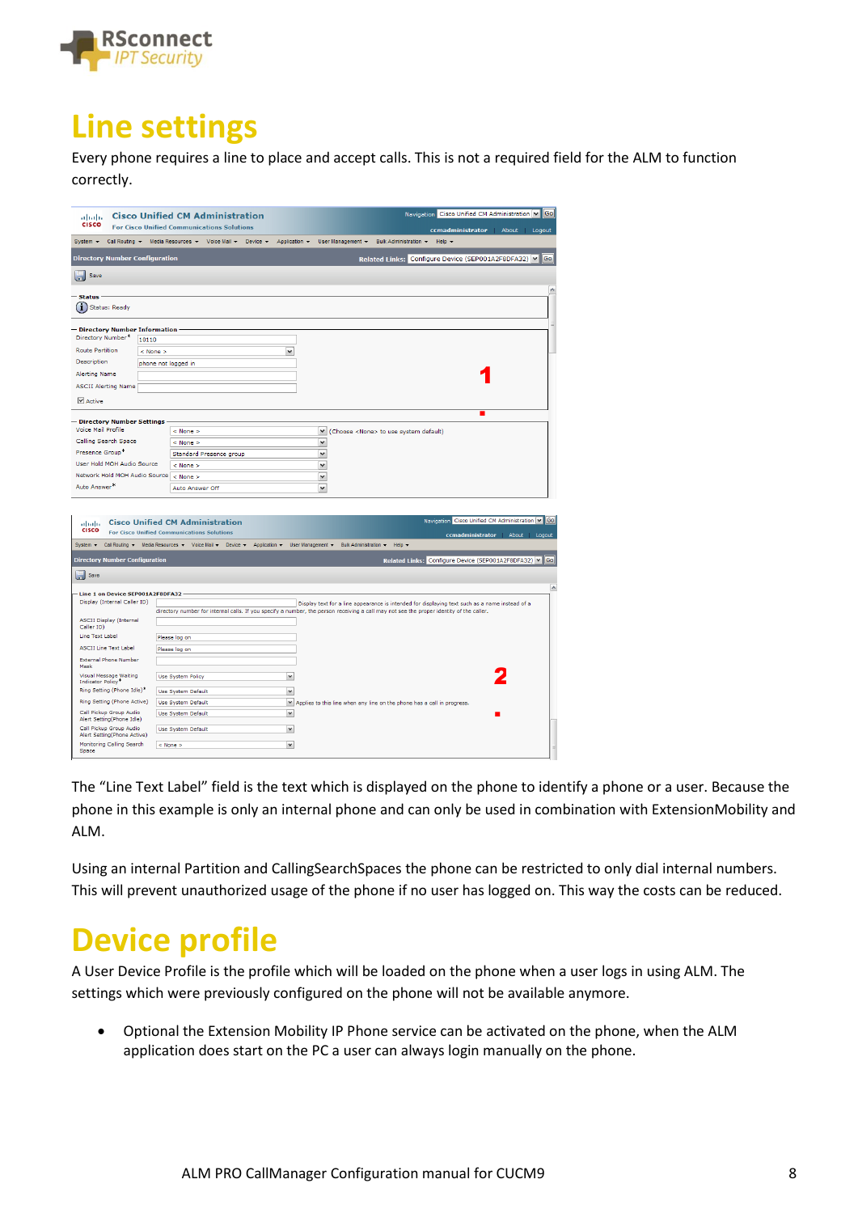# Line settings

Every phone requires a line to place and accept calls. This is not a required field for the ALM to function correctly.

The "Line Text Label" field is the text which is displayed on the phone to identify a phone or a user. Because the phone in this example is only an internal phone and can only be used in combination with ExtensionMobility and ALM.

Using an internal Partition and CallingSearchSpaces the phone can be restricted to only dial internal numbers. This will prevent unauthorized usage of the phone if no user has logged on. This way the costs can be reduced.

# Device profile

A User Device Profile is the profile which will be loaded on the phone when a user logs in using ALM. The settings which were previously configured on the phone will not be available anymore.

- Optional the Extension Mobility IP Phone service can be activated on the phone, when the ALM application does start on the PC a user can always login manually on the phone.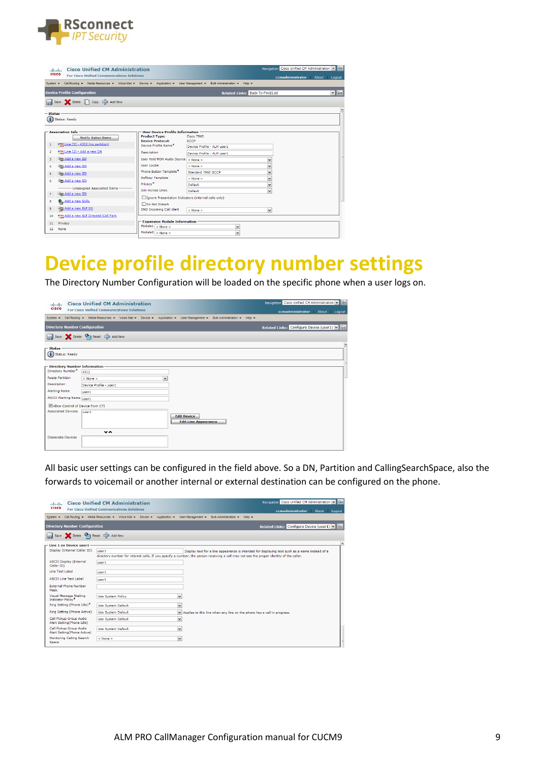# Device profile directory number settings

The Directory Number Configuration will be loaded on the specific phone when a user logs on.

All basic user settings can be configured in the field above. So a DN, Partition and CallingSearchSpace, also the forwards to voicemail or another internal or external destination can be configured on the phone.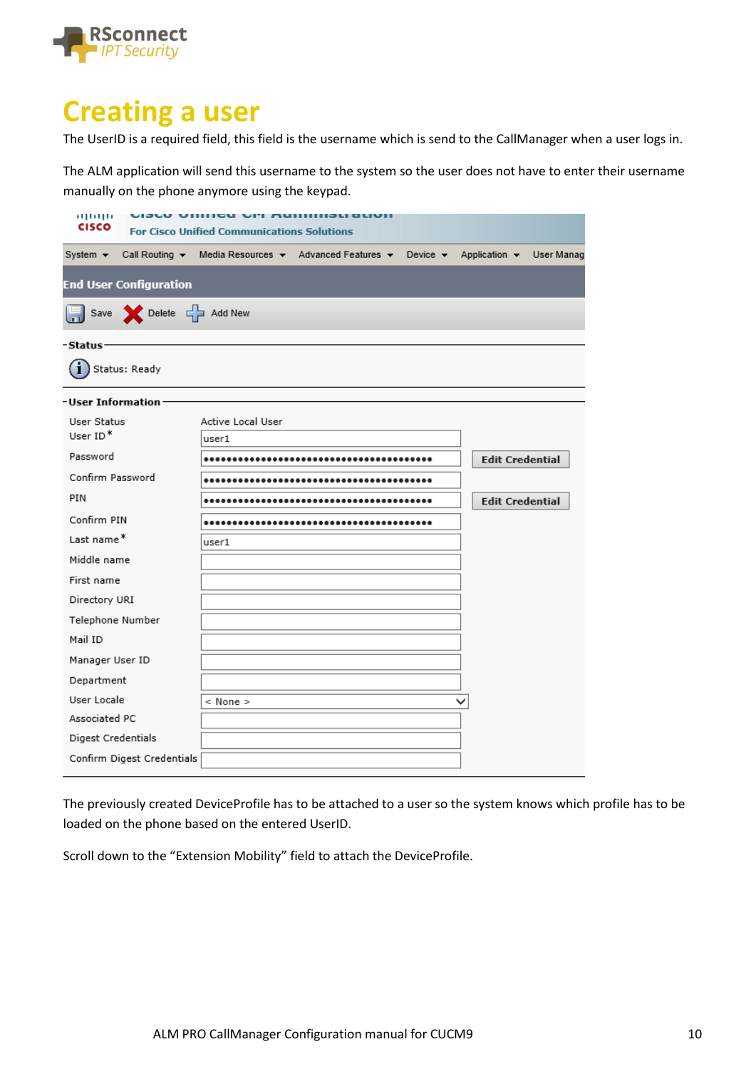# Creating a user

The UserID is a required field, this field is the username which is send to the CallManager when a user logs in.

The ALM application will send this username to the system so the user does not have to enter their username manually on the phone anymore using the keypad.

The previously created DeviceProfile has to be attached to a user so the system knows which profile has to be loaded on the phone based on the entered UserID.

Scroll down to the "Extension Mobility" field to attach the DeviceProfile.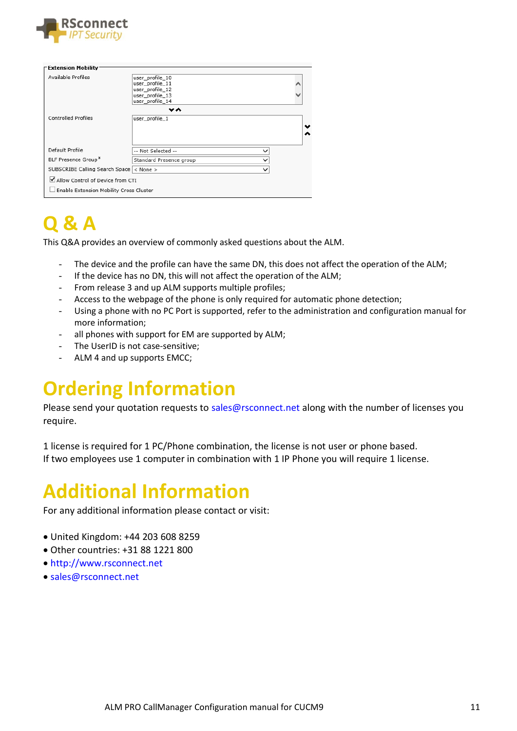**Extension Mobility**

| | |
|---|---|
| Available Profiles | user_profile_10<br>user_profile_11<br>user_profile_12<br>user_profile_13<br>user_profile_14 |
| Controlled Profiles | user_profile_1 |
| Default Profile | -- Not Selected -- |
| BLF Presence Group* | Standard Presence group |
| SUBSCRIBE Calling Search Space | < None > |

- [x] Allow Control of Device from CTI
- [ ] Enable Extension Mobility Cross Cluster

# Q & A

This Q&A provides an overview of commonly asked questions about the ALM.

- The device and the profile can have the same DN, this does not affect the operation of the ALM;
- If the device has no DN, this will not affect the operation of the ALM;
- From release 3 and up ALM supports multiple profiles;
- Access to the webpage of the phone is only required for automatic phone detection;
- Using a phone with no PC Port is supported, refer to the administration and configuration manual for more information;
- all phones with support for EM are supported by ALM;
- The UserID is not case-sensitive;
- ALM 4 and up supports EMCC;

# Ordering Information

Please send your quotation requests to sales@rsconnect.net along with the number of licenses you require.

1 license is required for 1 PC/Phone combination, the license is not user or phone based.
If two employees use 1 computer in combination with 1 IP Phone you will require 1 license.

# Additional Information

For any additional information please contact or visit:

- United Kingdom: +44 203 608 8259
- Other countries: +31 88 1221 800
- http://www.rsconnect.net
- sales@rsconnect.net